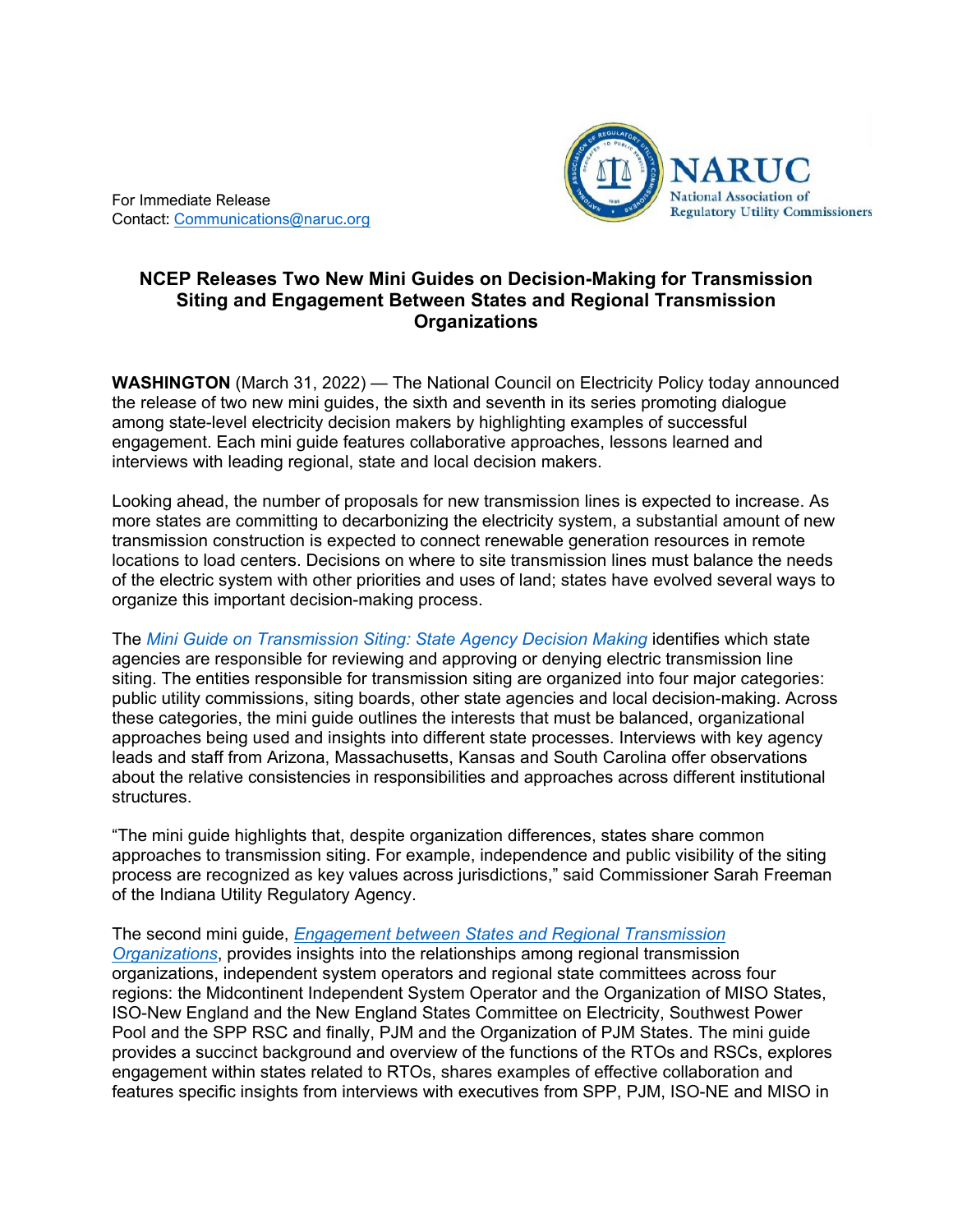For Immediate Release
Contact: [Communications@naruc.org](mailto:Communications@naruc.org)

NARUC
National Association of Regulatory Utility Commissioners

# NCEP Releases Two New Mini Guides on Decision-Making for Transmission Siting and Engagement Between States and Regional Transmission Organizations

**WASHINGTON** (March 31, 2022) — The National Council on Electricity Policy today announced the release of two new mini guides, the sixth and seventh in its series promoting dialogue among state-level electricity decision makers by highlighting examples of successful engagement. Each mini guide features collaborative approaches, lessons learned and interviews with leading regional, state and local decision makers.

Looking ahead, the number of proposals for new transmission lines is expected to increase. As more states are committing to decarbonizing the electricity system, a substantial amount of new transmission construction is expected to connect renewable generation resources in remote locations to load centers. Decisions on where to site transmission lines must balance the needs of the electric system with other priorities and uses of land; states have evolved several ways to organize this important decision-making process.

The *Mini Guide on Transmission Siting: State Agency Decision Making* identifies which state agencies are responsible for reviewing and approving or denying electric transmission line siting. The entities responsible for transmission siting are organized into four major categories: public utility commissions, siting boards, other state agencies and local decision-making. Across these categories, the mini guide outlines the interests that must be balanced, organizational approaches being used and insights into different state processes. Interviews with key agency leads and staff from Arizona, Massachusetts, Kansas and South Carolina offer observations about the relative consistencies in responsibilities and approaches across different institutional structures.

"The mini guide highlights that, despite organization differences, states share common approaches to transmission siting. For example, independence and public visibility of the siting process are recognized as key values across jurisdictions," said Commissioner Sarah Freeman of the Indiana Utility Regulatory Agency.

The second mini guide, *Engagement between States and Regional Transmission Organizations*, provides insights into the relationships among regional transmission organizations, independent system operators and regional state committees across four regions: the Midcontinent Independent System Operator and the Organization of MISO States, ISO-New England and the New England States Committee on Electricity, Southwest Power Pool and the SPP RSC and finally, PJM and the Organization of PJM States. The mini guide provides a succinct background and overview of the functions of the RTOs and RSCs, explores engagement within states related to RTOs, shares examples of effective collaboration and features specific insights from interviews with executives from SPP, PJM, ISO-NE and MISO in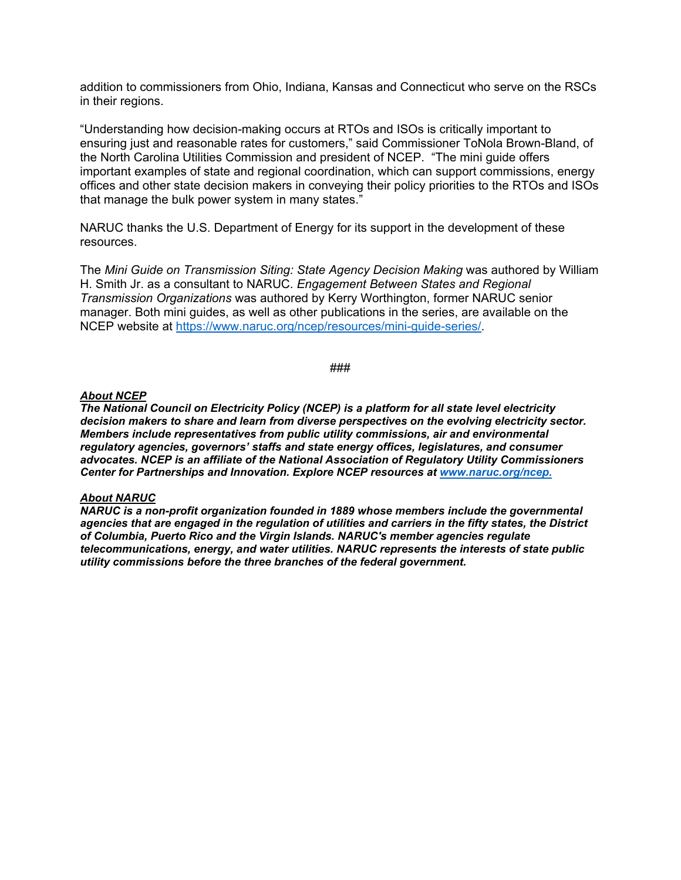addition to commissioners from Ohio, Indiana, Kansas and Connecticut who serve on the RSCs in their regions.

"Understanding how decision-making occurs at RTOs and ISOs is critically important to ensuring just and reasonable rates for customers," said Commissioner ToNola Brown-Bland, of the North Carolina Utilities Commission and president of NCEP. "The mini guide offers important examples of state and regional coordination, which can support commissions, energy offices and other state decision makers in conveying their policy priorities to the RTOs and ISOs that manage the bulk power system in many states."

NARUC thanks the U.S. Department of Energy for its support in the development of these resources.

The *Mini Guide on Transmission Siting: State Agency Decision Making* was authored by William H. Smith Jr. as a consultant to NARUC. *Engagement Between States and Regional Transmission Organizations* was authored by Kerry Worthington, former NARUC senior manager. Both mini guides, as well as other publications in the series, are available on the NCEP website at https://www.naruc.org/ncep/resources/mini-guide-series/.

###

***About NCEP***

***The National Council on Electricity Policy (NCEP) is a platform for all state level electricity decision makers to share and learn from diverse perspectives on the evolving electricity sector. Members include representatives from public utility commissions, air and environmental regulatory agencies, governors' staffs and state energy offices, legislatures, and consumer advocates. NCEP is an affiliate of the National Association of Regulatory Utility Commissioners Center for Partnerships and Innovation. Explore NCEP resources at www.naruc.org/ncep.***

***About NARUC***

***NARUC is a non-profit organization founded in 1889 whose members include the governmental agencies that are engaged in the regulation of utilities and carriers in the fifty states, the District of Columbia, Puerto Rico and the Virgin Islands. NARUC's member agencies regulate telecommunications, energy, and water utilities. NARUC represents the interests of state public utility commissions before the three branches of the federal government.***